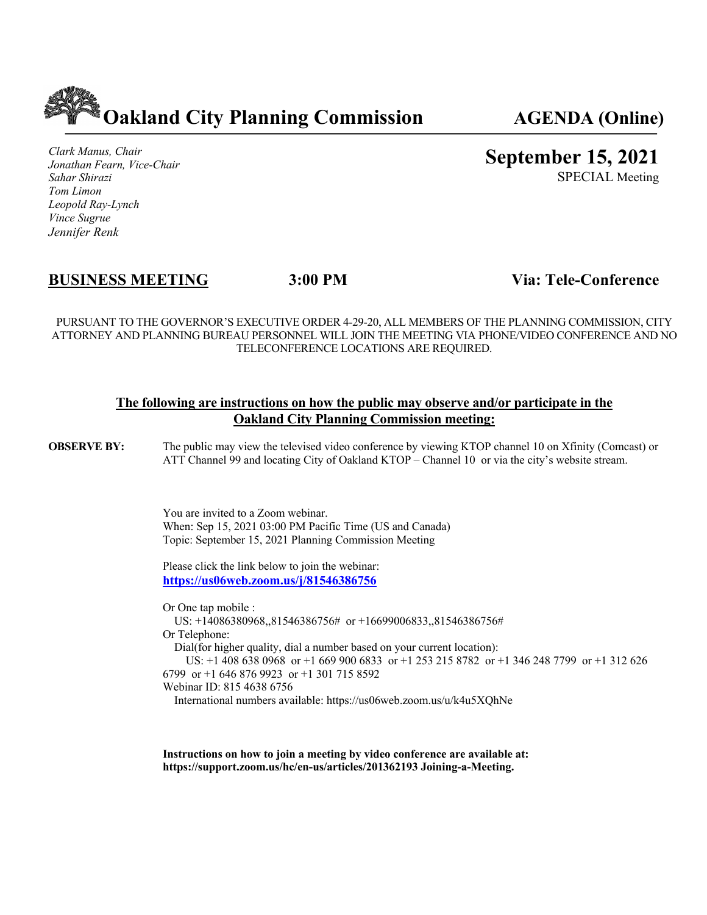# Oakland City Planning Commission — AGENDA (Online)

*Clark Manus, Chair*
*Jonathan Fearn, Vice-Chair*
*Sahar Shirazi*
*Tom Limon*
*Leopold Ray-Lynch*
*Vince Sugrue*
*Jennifer Renk*

## September 15, 2021

SPECIAL Meeting

## <u>BUSINESS MEETING</u> 3:00 PM Via: Tele-Conference

PURSUANT TO THE GOVERNOR'S EXECUTIVE ORDER 4-29-20, ALL MEMBERS OF THE PLANNING COMMISSION, CITY ATTORNEY AND PLANNING BUREAU PERSONNEL WILL JOIN THE MEETING VIA PHONE/VIDEO CONFERENCE AND NO TELECONFERENCE LOCATIONS ARE REQUIRED.

### <u>The following are instructions on how the public may observe and/or participate in the Oakland City Planning Commission meeting:</u>

**OBSERVE BY:** The public may view the televised video conference by viewing KTOP channel 10 on Xfinity (Comcast) or ATT Channel 99 and locating City of Oakland KTOP – Channel 10 or via the city's website stream.

You are invited to a Zoom webinar.
When: Sep 15, 2021 03:00 PM Pacific Time (US and Canada)
Topic: September 15, 2021 Planning Commission Meeting

Please click the link below to join the webinar:
**https://us06web.zoom.us/j/81546386756**

Or One tap mobile :
US: +14086380968,,81546386756# or +16699006833,,81546386756#
Or Telephone:
Dial(for higher quality, dial a number based on your current location):
US: +1 408 638 0968 or +1 669 900 6833 or +1 253 215 8782 or +1 346 248 7799 or +1 312 626 6799 or +1 646 876 9923 or +1 301 715 8592
Webinar ID: 815 4638 6756
International numbers available: https://us06web.zoom.us/u/k4u5XQhNe

**Instructions on how to join a meeting by video conference are available at: https://support.zoom.us/hc/en-us/articles/201362193 Joining-a-Meeting.**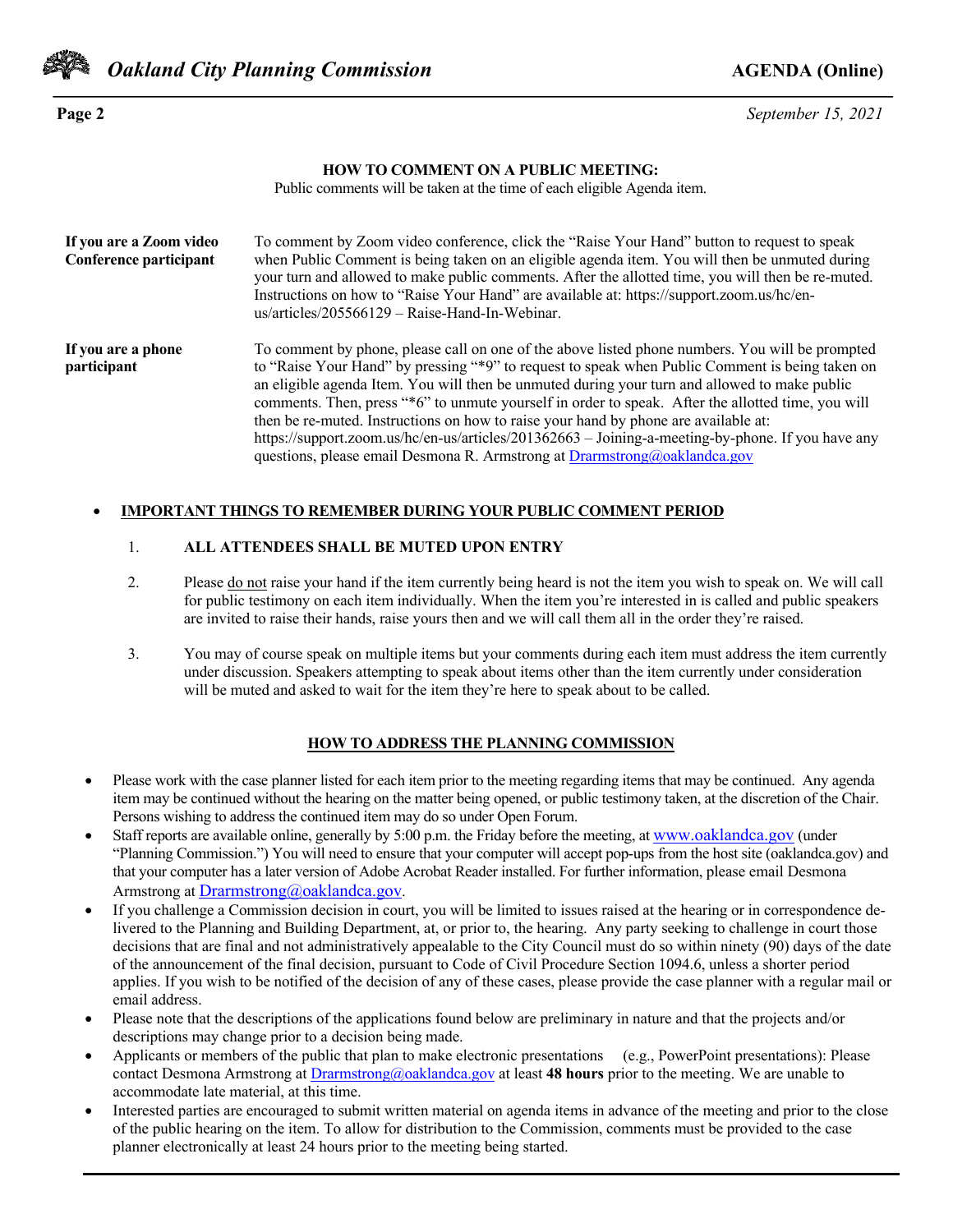**HOW TO COMMENT ON A PUBLIC MEETING:**

Public comments will be taken at the time of each eligible Agenda item.

| | |
|---|---|
| **If you are a Zoom video Conference participant** | To comment by Zoom video conference, click the "Raise Your Hand" button to request to speak when Public Comment is being taken on an eligible agenda item. You will then be unmuted during your turn and allowed to make public comments. After the allotted time, you will then be re-muted. Instructions on how to "Raise Your Hand" are available at: https://support.zoom.us/hc/en-us/articles/205566129 – Raise-Hand-In-Webinar. |
| **If you are a phone participant** | To comment by phone, please call on one of the above listed phone numbers. You will be prompted to "Raise Your Hand" by pressing "*9" to request to speak when Public Comment is being taken on an eligible agenda Item. You will then be unmuted during your turn and allowed to make public comments. Then, press "*6" to unmute yourself in order to speak. After the allotted time, you will then be re-muted. Instructions on how to raise your hand by phone are available at: https://support.zoom.us/hc/en-us/articles/201362663 – Joining-a-meeting-by-phone. If you have any questions, please email Desmona R. Armstrong at Drarmstrong@oaklandca.gov |

- **IMPORTANT THINGS TO REMEMBER DURING YOUR PUBLIC COMMENT PERIOD**

  1. **ALL ATTENDEES SHALL BE MUTED UPON ENTRY**

  2. Please do not raise your hand if the item currently being heard is not the item you wish to speak on. We will call for public testimony on each item individually. When the item you're interested in is called and public speakers are invited to raise their hands, raise yours then and we will call them all in the order they're raised.

  3. You may of course speak on multiple items but your comments during each item must address the item currently under discussion. Speakers attempting to speak about items other than the item currently under consideration will be muted and asked to wait for the item they're here to speak about to be called.

## HOW TO ADDRESS THE PLANNING COMMISSION

- Please work with the case planner listed for each item prior to the meeting regarding items that may be continued. Any agenda item may be continued without the hearing on the matter being opened, or public testimony taken, at the discretion of the Chair. Persons wishing to address the continued item may do so under Open Forum.
- Staff reports are available online, generally by 5:00 p.m. the Friday before the meeting, at www.oaklandca.gov (under "Planning Commission.") You will need to ensure that your computer will accept pop-ups from the host site (oaklandca.gov) and that your computer has a later version of Adobe Acrobat Reader installed. For further information, please email Desmona Armstrong at Drarmstrong@oaklandca.gov.
- If you challenge a Commission decision in court, you will be limited to issues raised at the hearing or in correspondence delivered to the Planning and Building Department, at, or prior to, the hearing. Any party seeking to challenge in court those decisions that are final and not administratively appealable to the City Council must do so within ninety (90) days of the date of the announcement of the final decision, pursuant to Code of Civil Procedure Section 1094.6, unless a shorter period applies. If you wish to be notified of the decision of any of these cases, please provide the case planner with a regular mail or email address.
- Please note that the descriptions of the applications found below are preliminary in nature and that the projects and/or descriptions may change prior to a decision being made.
- Applicants or members of the public that plan to make electronic presentations (e.g., PowerPoint presentations): Please contact Desmona Armstrong at Drarmstrong@oaklandca.gov at least **48 hours** prior to the meeting. We are unable to accommodate late material, at this time.
- Interested parties are encouraged to submit written material on agenda items in advance of the meeting and prior to the close of the public hearing on the item. To allow for distribution to the Commission, comments must be provided to the case planner electronically at least 24 hours prior to the meeting being started.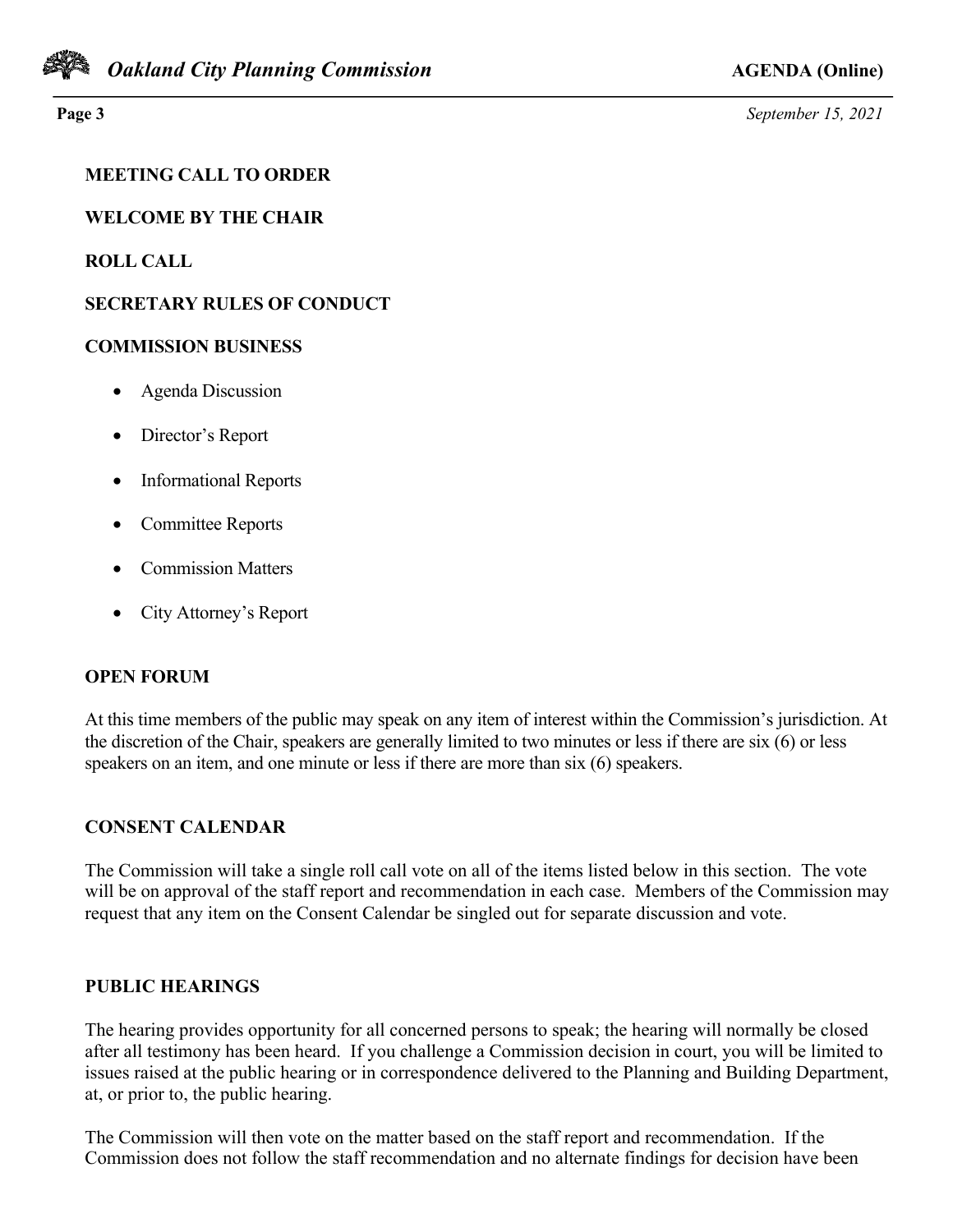**MEETING CALL TO ORDER**

**WELCOME BY THE CHAIR**

**ROLL CALL**

**SECRETARY RULES OF CONDUCT**

**COMMISSION BUSINESS**

- Agenda Discussion
- Director's Report
- Informational Reports
- Committee Reports
- Commission Matters
- City Attorney's Report

**OPEN FORUM**

At this time members of the public may speak on any item of interest within the Commission's jurisdiction. At the discretion of the Chair, speakers are generally limited to two minutes or less if there are six (6) or less speakers on an item, and one minute or less if there are more than six (6) speakers.

**CONSENT CALENDAR**

The Commission will take a single roll call vote on all of the items listed below in this section. The vote will be on approval of the staff report and recommendation in each case. Members of the Commission may request that any item on the Consent Calendar be singled out for separate discussion and vote.

**PUBLIC HEARINGS**

The hearing provides opportunity for all concerned persons to speak; the hearing will normally be closed after all testimony has been heard. If you challenge a Commission decision in court, you will be limited to issues raised at the public hearing or in correspondence delivered to the Planning and Building Department, at, or prior to, the public hearing.

The Commission will then vote on the matter based on the staff report and recommendation. If the Commission does not follow the staff recommendation and no alternate findings for decision have been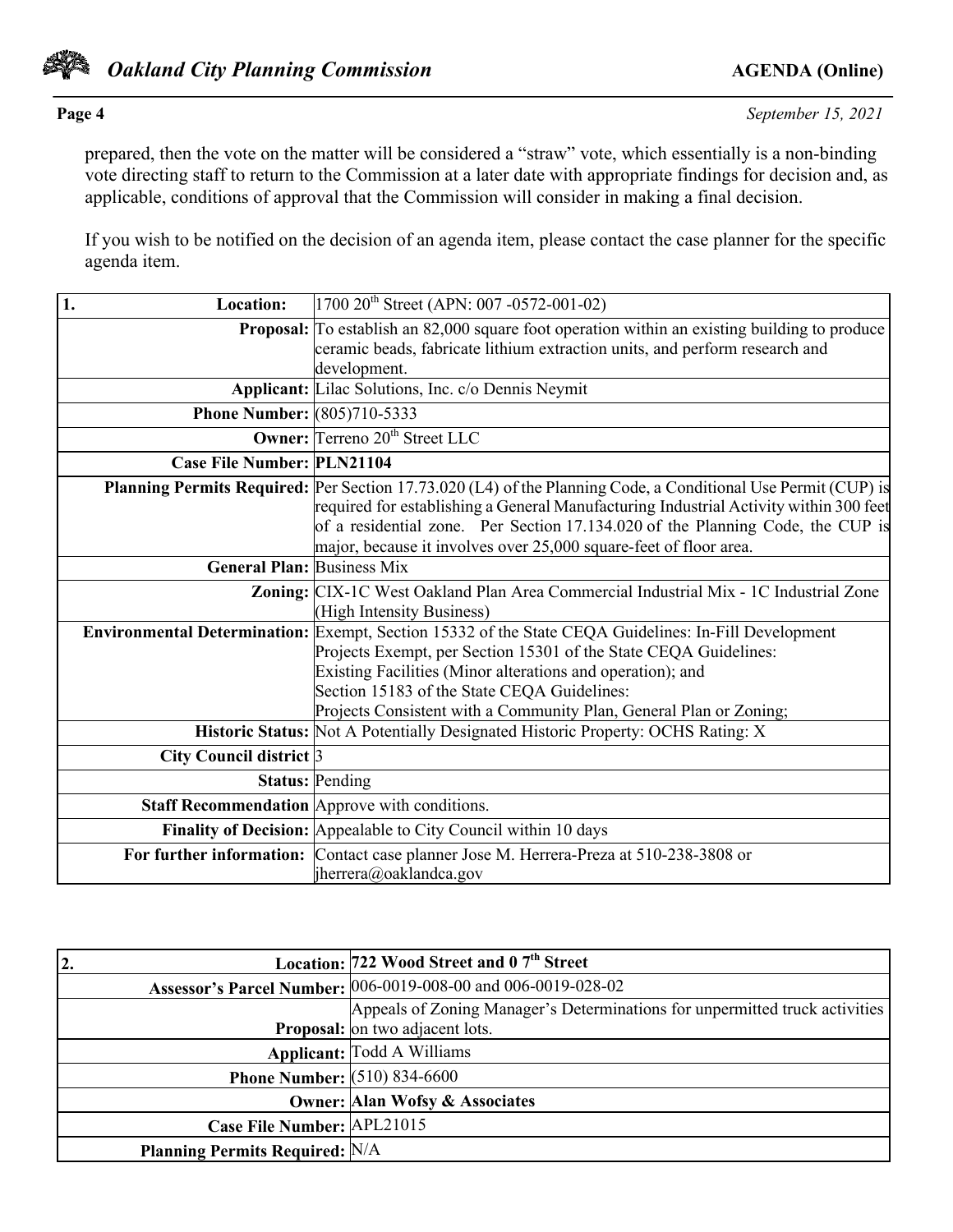prepared, then the vote on the matter will be considered a "straw" vote, which essentially is a non-binding vote directing staff to return to the Commission at a later date with appropriate findings for decision and, as applicable, conditions of approval that the Commission will consider in making a final decision.

If you wish to be notified on the decision of an agenda item, please contact the case planner for the specific agenda item.

| 1. Location: | 1700 20th Street (APN: 007 -0572-001-02) |
|---|---|
| **Proposal:** | To establish an 82,000 square foot operation within an existing building to produce ceramic beads, fabricate lithium extraction units, and perform research and development. |
| **Applicant:** | Lilac Solutions, Inc. c/o Dennis Neymit |
| **Phone Number:** | (805)710-5333 |
| **Owner:** | Terreno 20th Street LLC |
| **Case File Number:** | **PLN21104** |
| **Planning Permits Required:** | Per Section 17.73.020 (L4) of the Planning Code, a Conditional Use Permit (CUP) is required for establishing a General Manufacturing Industrial Activity within 300 feet of a residential zone. Per Section 17.134.020 of the Planning Code, the CUP is major, because it involves over 25,000 square-feet of floor area. |
| **General Plan:** | Business Mix |
| **Zoning:** | CIX-1C West Oakland Plan Area Commercial Industrial Mix - 1C Industrial Zone (High Intensity Business) |
| **Environmental Determination:** | Exempt, Section 15332 of the State CEQA Guidelines: In-Fill Development Projects Exempt, per Section 15301 of the State CEQA Guidelines: Existing Facilities (Minor alterations and operation); and Section 15183 of the State CEQA Guidelines: Projects Consistent with a Community Plan, General Plan or Zoning; |
| **Historic Status:** | Not A Potentially Designated Historic Property: OCHS Rating: X |
| **City Council district** | 3 |
| **Status:** | Pending |
| **Staff Recommendation** | Approve with conditions. |
| **Finality of Decision:** | Appealable to City Council within 10 days |
| **For further information:** | Contact case planner Jose M. Herrera-Preza at 510-238-3808 or jherrera@oaklandca.gov |

| 2. Location: | **722 Wood Street and 0 7th Street** |
|---|---|
| **Assessor's Parcel Number:** | 006-0019-008-00 and 006-0019-028-02 |
| **Proposal:** | Appeals of Zoning Manager's Determinations for unpermitted truck activities on two adjacent lots. |
| **Applicant:** | Todd A Williams |
| **Phone Number:** | (510) 834-6600 |
| **Owner:** | **Alan Wofsy & Associates** |
| **Case File Number:** | APL21015 |
| **Planning Permits Required:** | N/A |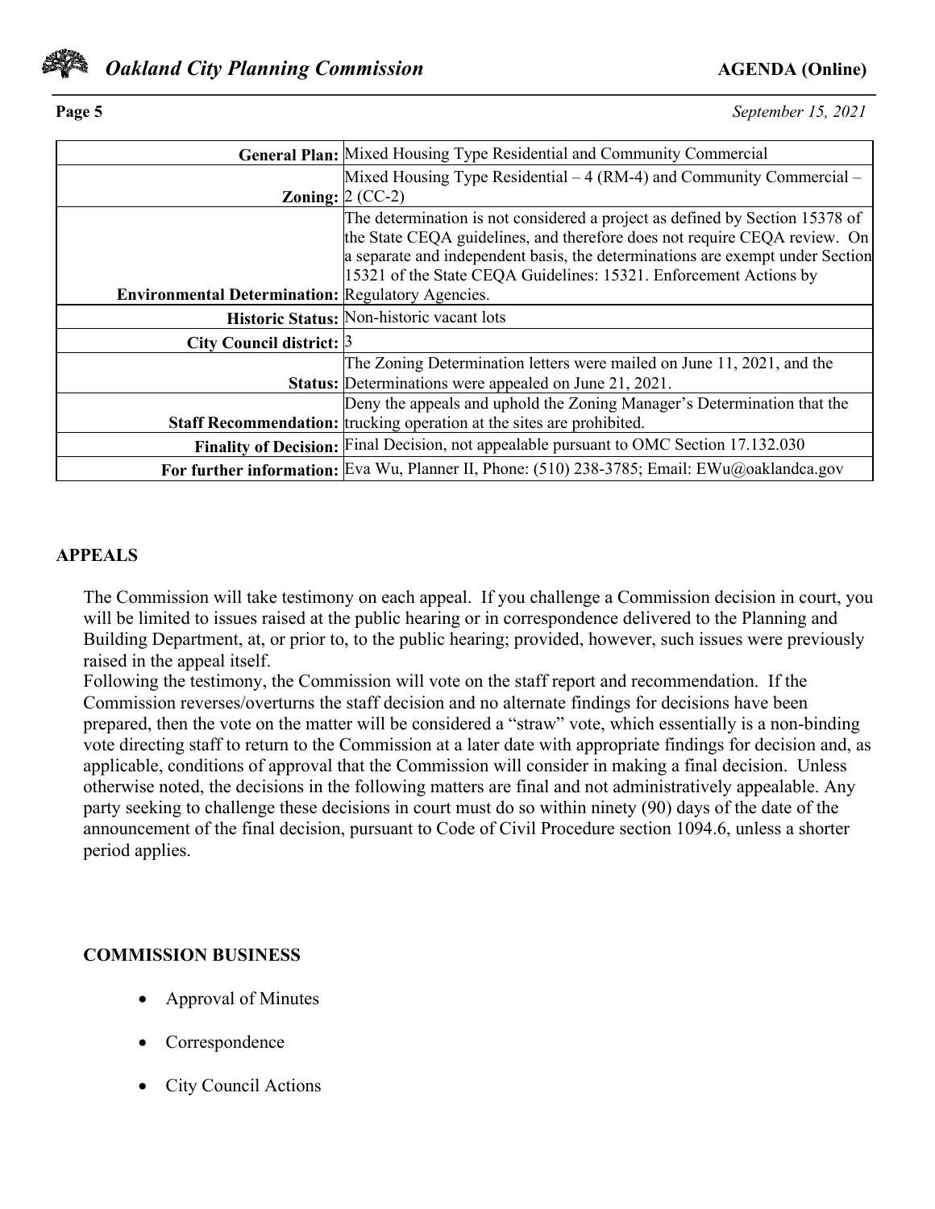| | |
|---|---|
| **General Plan:** | Mixed Housing Type Residential and Community Commercial |
| **Zoning:** | Mixed Housing Type Residential – 4 (RM-4) and Community Commercial – 2 (CC-2) |
| **Environmental Determination:** | The determination is not considered a project as defined by Section 15378 of the State CEQA guidelines, and therefore does not require CEQA review. On a separate and independent basis, the determinations are exempt under Section 15321 of the State CEQA Guidelines: 15321. Enforcement Actions by Regulatory Agencies. |
| **Historic Status:** | Non-historic vacant lots |
| **City Council district:** | 3 |
| **Status:** | The Zoning Determination letters were mailed on June 11, 2021, and the Determinations were appealed on June 21, 2021. |
| **Staff Recommendation:** | Deny the appeals and uphold the Zoning Manager's Determination that the trucking operation at the sites are prohibited. |
| **Finality of Decision:** | Final Decision, not appealable pursuant to OMC Section 17.132.030 |
| **For further information:** | Eva Wu, Planner II, Phone: (510) 238-3785; Email: EWu@oaklandca.gov |

## APPEALS

The Commission will take testimony on each appeal. If you challenge a Commission decision in court, you will be limited to issues raised at the public hearing or in correspondence delivered to the Planning and Building Department, at, or prior to, to the public hearing; provided, however, such issues were previously raised in the appeal itself.

Following the testimony, the Commission will vote on the staff report and recommendation. If the Commission reverses/overturns the staff decision and no alternate findings for decisions have been prepared, then the vote on the matter will be considered a "straw" vote, which essentially is a non-binding vote directing staff to return to the Commission at a later date with appropriate findings for decision and, as applicable, conditions of approval that the Commission will consider in making a final decision. Unless otherwise noted, the decisions in the following matters are final and not administratively appealable. Any party seeking to challenge these decisions in court must do so within ninety (90) days of the date of the announcement of the final decision, pursuant to Code of Civil Procedure section 1094.6, unless a shorter period applies.

## COMMISSION BUSINESS

- Approval of Minutes
- Correspondence
- City Council Actions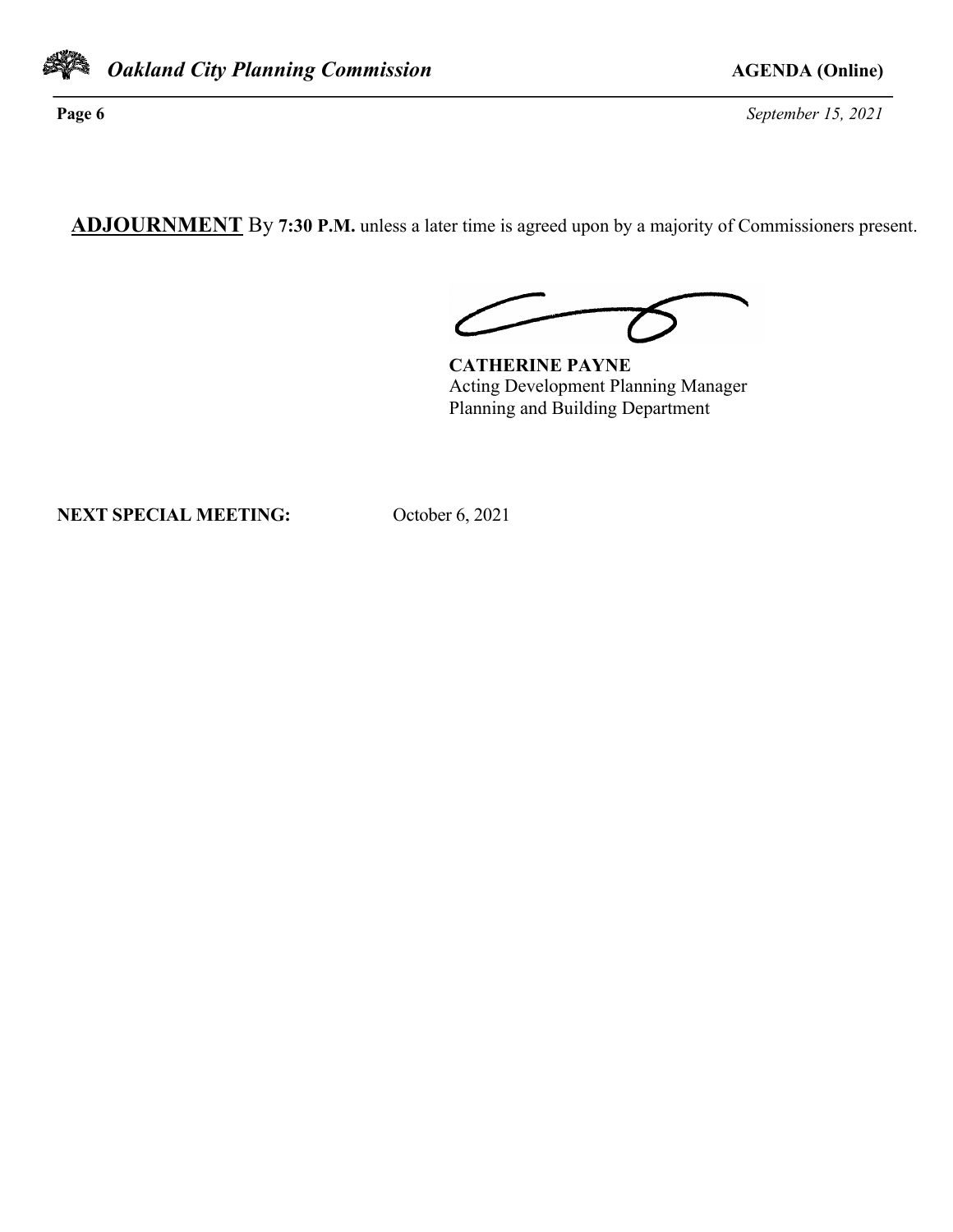**ADJOURNMENT** By **7:30 P.M.** unless a later time is agreed upon by a majority of Commissioners present.

**CATHERINE PAYNE**
Acting Development Planning Manager
Planning and Building Department

**NEXT SPECIAL MEETING:** October 6, 2021